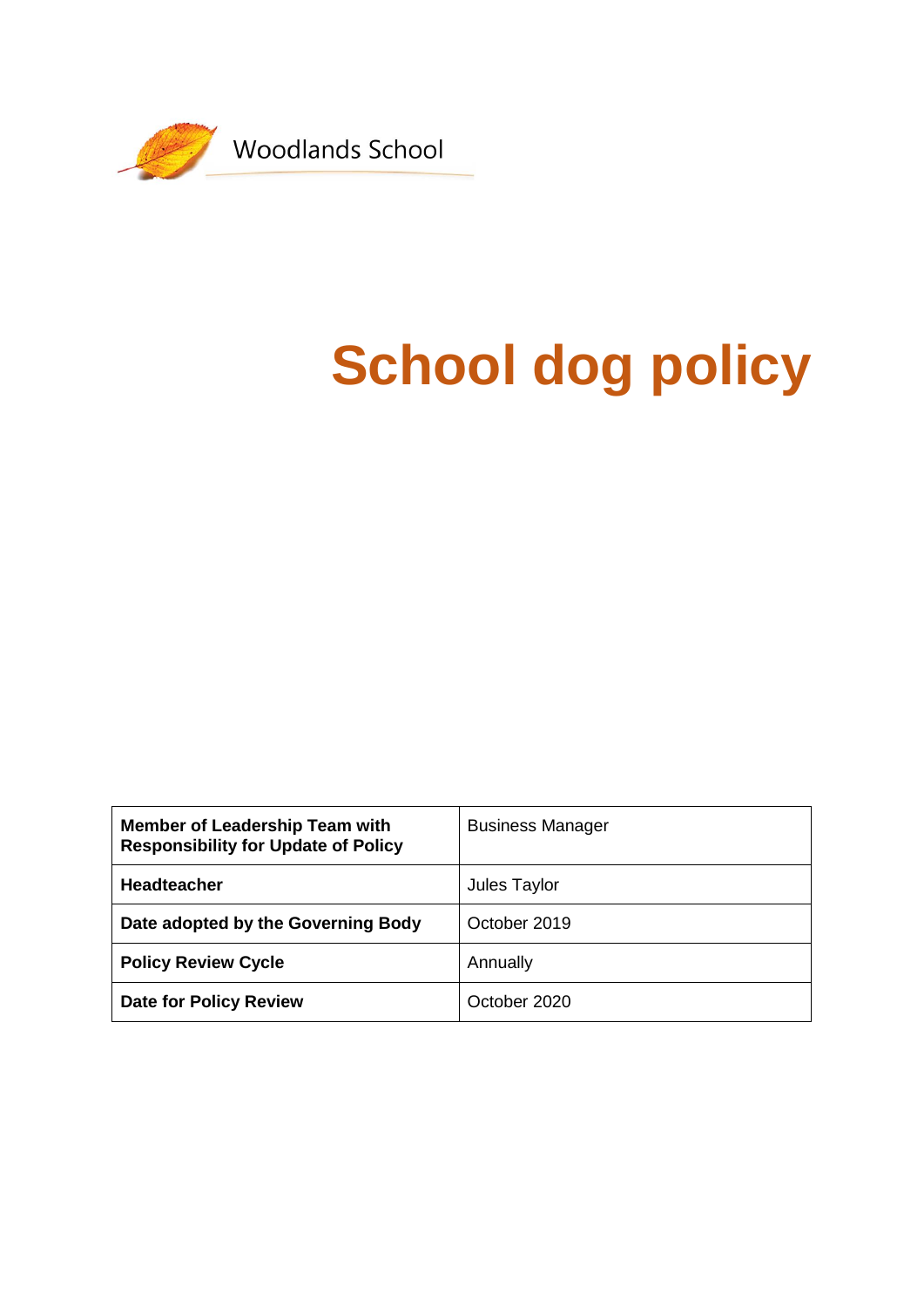Woodlands School

# School dog policy

| Member of Leadership Team with Responsibility for Update of Policy | Business Manager |
| --- | --- |
| Headteacher | Jules Taylor |
| Date adopted by the Governing Body | October 2019 |
| Policy Review Cycle | Annually |
| Date for Policy Review | October 2020 |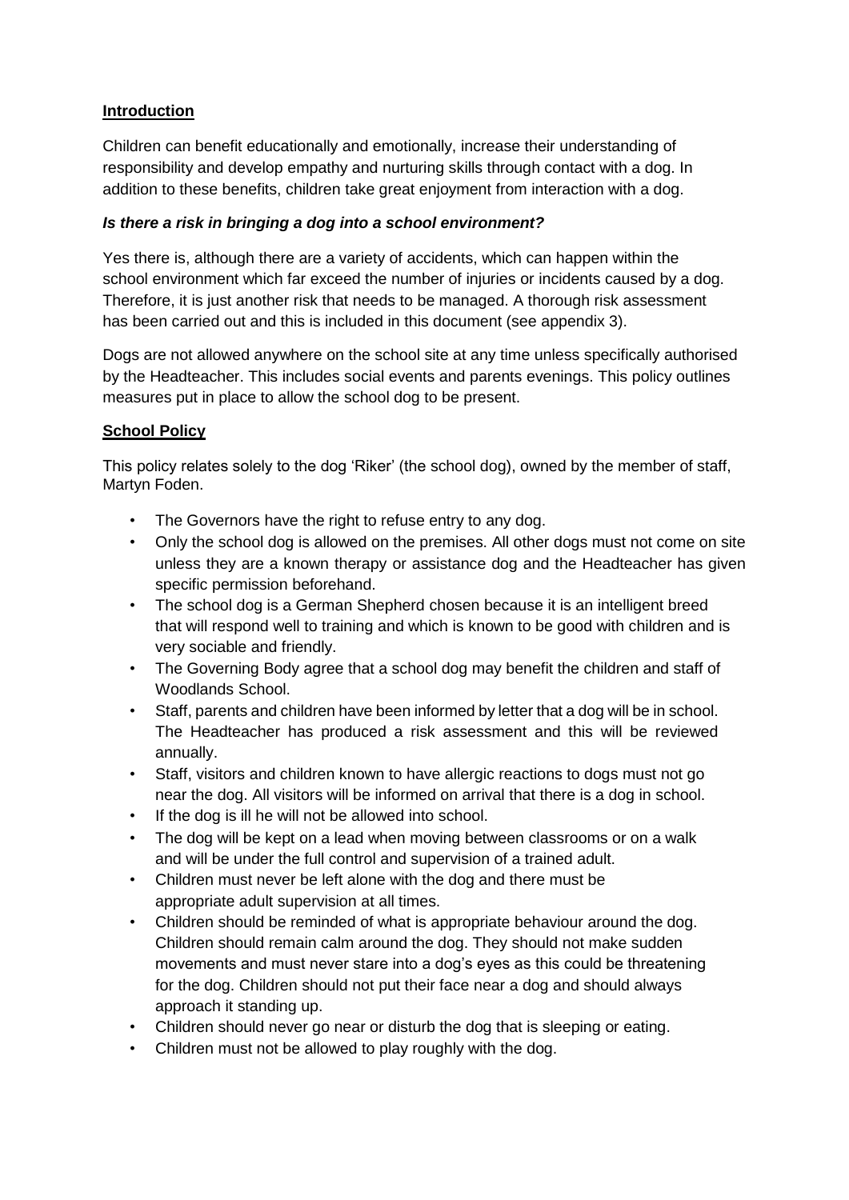## **Introduction**

Children can benefit educationally and emotionally, increase their understanding of responsibility and develop empathy and nurturing skills through contact with a dog. In addition to these benefits, children take great enjoyment from interaction with a dog.

### ***Is there a risk in bringing a dog into a school environment?***

Yes there is, although there are a variety of accidents, which can happen within the school environment which far exceed the number of injuries or incidents caused by a dog. Therefore, it is just another risk that needs to be managed. A thorough risk assessment has been carried out and this is included in this document (see appendix 3).

Dogs are not allowed anywhere on the school site at any time unless specifically authorised by the Headteacher. This includes social events and parents evenings. This policy outlines measures put in place to allow the school dog to be present.

## **School Policy**

This policy relates solely to the dog 'Riker' (the school dog), owned by the member of staff, Martyn Foden.

- The Governors have the right to refuse entry to any dog.
- Only the school dog is allowed on the premises. All other dogs must not come on site unless they are a known therapy or assistance dog and the Headteacher has given specific permission beforehand.
- The school dog is a German Shepherd chosen because it is an intelligent breed that will respond well to training and which is known to be good with children and is very sociable and friendly.
- The Governing Body agree that a school dog may benefit the children and staff of Woodlands School.
- Staff, parents and children have been informed by letter that a dog will be in school. The Headteacher has produced a risk assessment and this will be reviewed annually.
- Staff, visitors and children known to have allergic reactions to dogs must not go near the dog. All visitors will be informed on arrival that there is a dog in school.
- If the dog is ill he will not be allowed into school.
- The dog will be kept on a lead when moving between classrooms or on a walk and will be under the full control and supervision of a trained adult.
- Children must never be left alone with the dog and there must be appropriate adult supervision at all times.
- Children should be reminded of what is appropriate behaviour around the dog. Children should remain calm around the dog. They should not make sudden movements and must never stare into a dog's eyes as this could be threatening for the dog. Children should not put their face near a dog and should always approach it standing up.
- Children should never go near or disturb the dog that is sleeping or eating.
- Children must not be allowed to play roughly with the dog.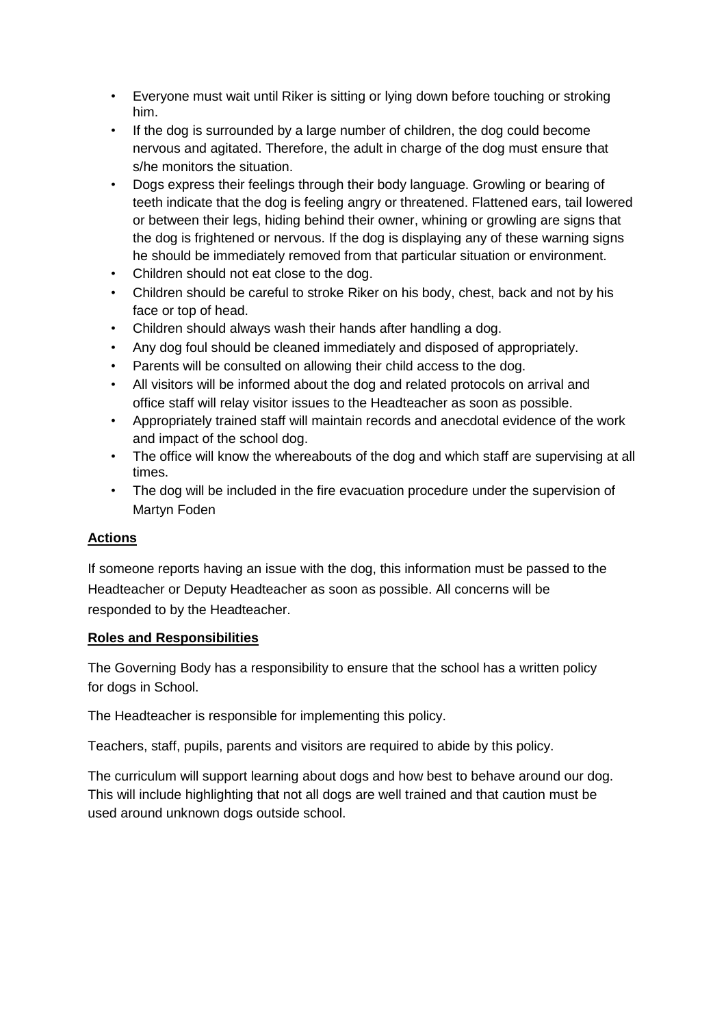- Everyone must wait until Riker is sitting or lying down before touching or stroking him.
- If the dog is surrounded by a large number of children, the dog could become nervous and agitated. Therefore, the adult in charge of the dog must ensure that s/he monitors the situation.
- Dogs express their feelings through their body language. Growling or bearing of teeth indicate that the dog is feeling angry or threatened. Flattened ears, tail lowered or between their legs, hiding behind their owner, whining or growling are signs that the dog is frightened or nervous. If the dog is displaying any of these warning signs he should be immediately removed from that particular situation or environment.
- Children should not eat close to the dog.
- Children should be careful to stroke Riker on his body, chest, back and not by his face or top of head.
- Children should always wash their hands after handling a dog.
- Any dog foul should be cleaned immediately and disposed of appropriately.
- Parents will be consulted on allowing their child access to the dog.
- All visitors will be informed about the dog and related protocols on arrival and office staff will relay visitor issues to the Headteacher as soon as possible.
- Appropriately trained staff will maintain records and anecdotal evidence of the work and impact of the school dog.
- The office will know the whereabouts of the dog and which staff are supervising at all times.
- The dog will be included in the fire evacuation procedure under the supervision of Martyn Foden

**Actions**

If someone reports having an issue with the dog, this information must be passed to the Headteacher or Deputy Headteacher as soon as possible. All concerns will be responded to by the Headteacher.

**Roles and Responsibilities**

The Governing Body has a responsibility to ensure that the school has a written policy for dogs in School.

The Headteacher is responsible for implementing this policy.

Teachers, staff, pupils, parents and visitors are required to abide by this policy.

The curriculum will support learning about dogs and how best to behave around our dog. This will include highlighting that not all dogs are well trained and that caution must be used around unknown dogs outside school.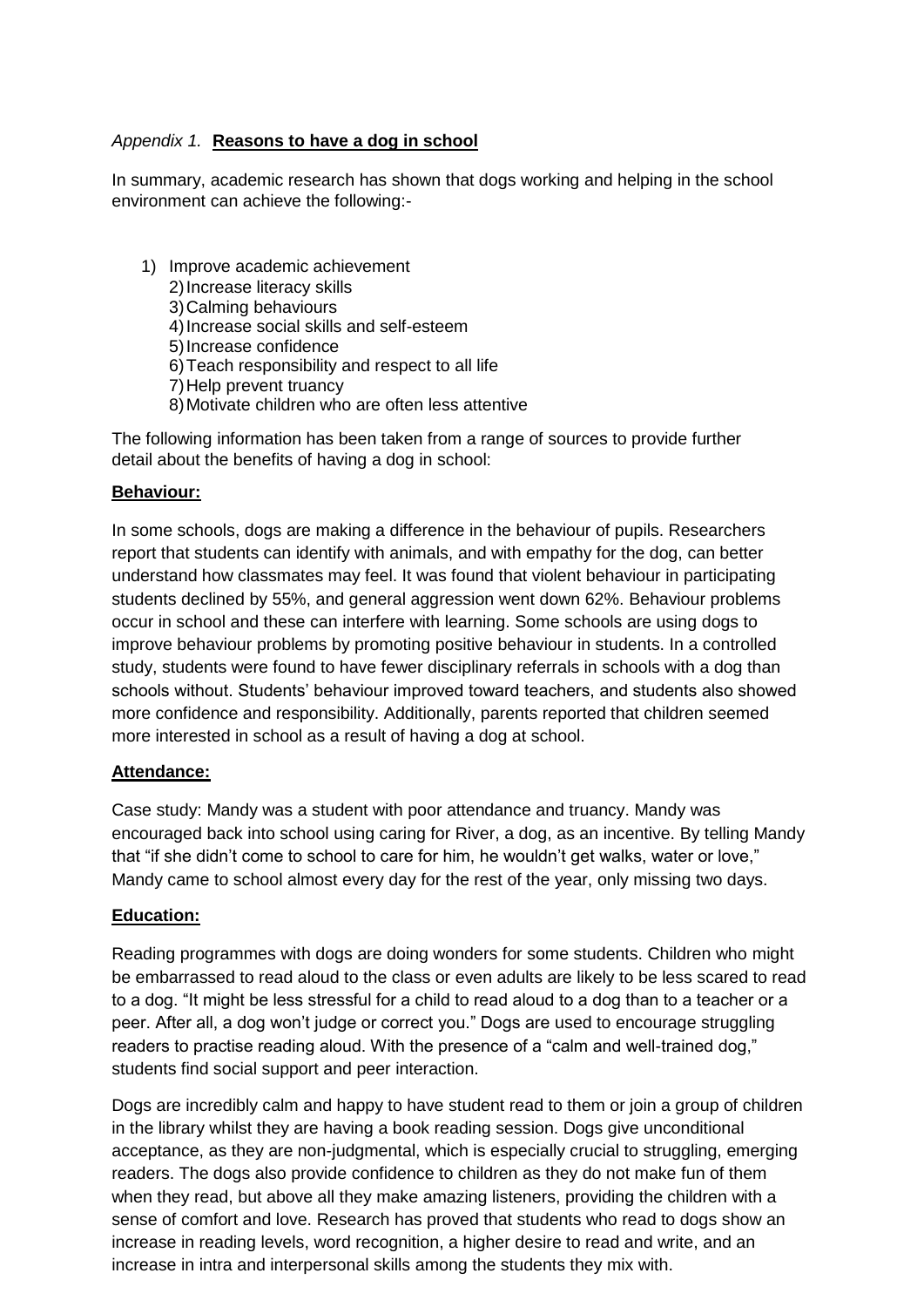*Appendix 1.* **Reasons to have a dog in school**

In summary, academic research has shown that dogs working and helping in the school environment can achieve the following:-

1) Improve academic achievement
2) Increase literacy skills
3) Calming behaviours
4) Increase social skills and self-esteem
5) Increase confidence
6) Teach responsibility and respect to all life
7) Help prevent truancy
8) Motivate children who are often less attentive

The following information has been taken from a range of sources to provide further detail about the benefits of having a dog in school:

**Behaviour:**

In some schools, dogs are making a difference in the behaviour of pupils. Researchers report that students can identify with animals, and with empathy for the dog, can better understand how classmates may feel. It was found that violent behaviour in participating students declined by 55%, and general aggression went down 62%. Behaviour problems occur in school and these can interfere with learning. Some schools are using dogs to improve behaviour problems by promoting positive behaviour in students. In a controlled study, students were found to have fewer disciplinary referrals in schools with a dog than schools without. Students' behaviour improved toward teachers, and students also showed more confidence and responsibility. Additionally, parents reported that children seemed more interested in school as a result of having a dog at school.

**Attendance:**

Case study: Mandy was a student with poor attendance and truancy. Mandy was encouraged back into school using caring for River, a dog, as an incentive. By telling Mandy that "if she didn't come to school to care for him, he wouldn't get walks, water or love," Mandy came to school almost every day for the rest of the year, only missing two days.

**Education:**

Reading programmes with dogs are doing wonders for some students. Children who might be embarrassed to read aloud to the class or even adults are likely to be less scared to read to a dog. "It might be less stressful for a child to read aloud to a dog than to a teacher or a peer. After all, a dog won't judge or correct you." Dogs are used to encourage struggling readers to practise reading aloud. With the presence of a "calm and well-trained dog," students find social support and peer interaction.

Dogs are incredibly calm and happy to have student read to them or join a group of children in the library whilst they are having a book reading session. Dogs give unconditional acceptance, as they are non-judgmental, which is especially crucial to struggling, emerging readers. The dogs also provide confidence to children as they do not make fun of them when they read, but above all they make amazing listeners, providing the children with a sense of comfort and love. Research has proved that students who read to dogs show an increase in reading levels, word recognition, a higher desire to read and write, and an increase in intra and interpersonal skills among the students they mix with.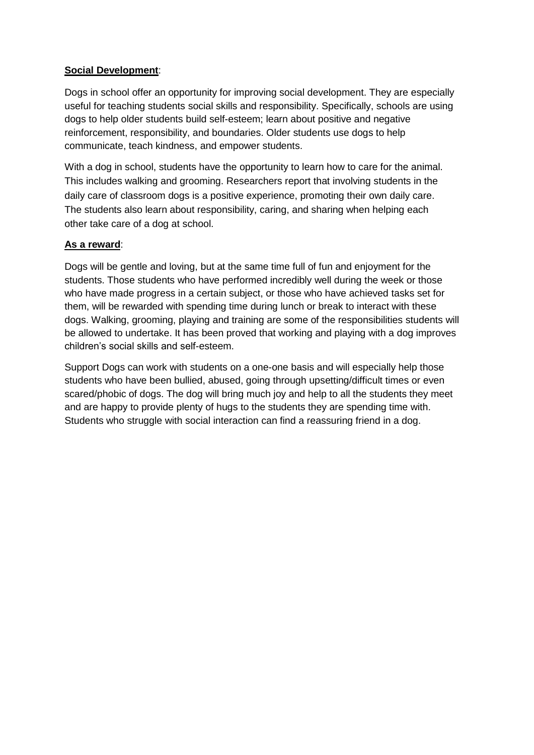**<u>Social Development</u>**:

Dogs in school offer an opportunity for improving social development. They are especially useful for teaching students social skills and responsibility. Specifically, schools are using dogs to help older students build self-esteem; learn about positive and negative reinforcement, responsibility, and boundaries. Older students use dogs to help communicate, teach kindness, and empower students.

With a dog in school, students have the opportunity to learn how to care for the animal. This includes walking and grooming. Researchers report that involving students in the daily care of classroom dogs is a positive experience, promoting their own daily care. The students also learn about responsibility, caring, and sharing when helping each other take care of a dog at school.

**<u>As a reward</u>**:

Dogs will be gentle and loving, but at the same time full of fun and enjoyment for the students. Those students who have performed incredibly well during the week or those who have made progress in a certain subject, or those who have achieved tasks set for them, will be rewarded with spending time during lunch or break to interact with these dogs. Walking, grooming, playing and training are some of the responsibilities students will be allowed to undertake. It has been proved that working and playing with a dog improves children's social skills and self-esteem.

Support Dogs can work with students on a one-one basis and will especially help those students who have been bullied, abused, going through upsetting/difficult times or even scared/phobic of dogs. The dog will bring much joy and help to all the students they meet and are happy to provide plenty of hugs to the students they are spending time with. Students who struggle with social interaction can find a reassuring friend in a dog.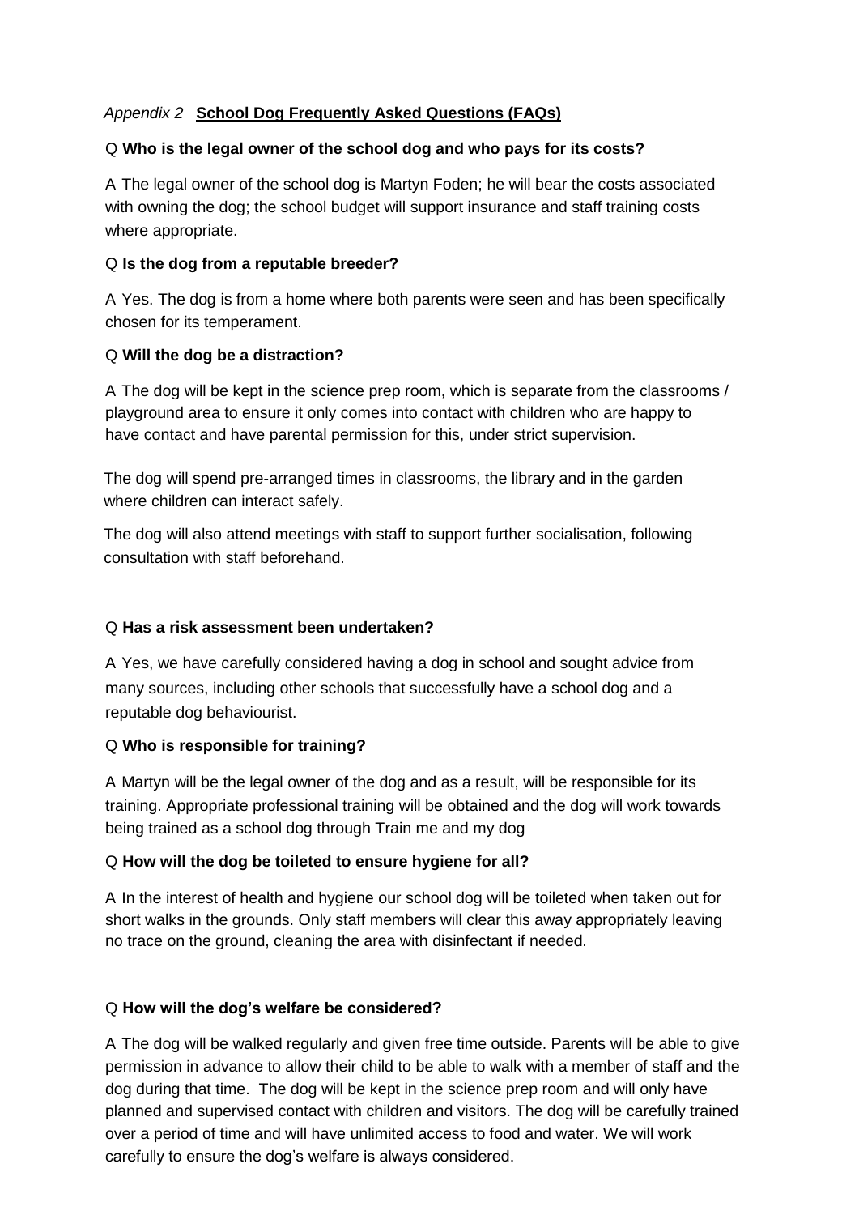*Appendix 2* **School Dog Frequently Asked Questions (FAQs)**

Q **Who is the legal owner of the school dog and who pays for its costs?**

A The legal owner of the school dog is Martyn Foden; he will bear the costs associated with owning the dog; the school budget will support insurance and staff training costs where appropriate.

Q **Is the dog from a reputable breeder?**

A Yes. The dog is from a home where both parents were seen and has been specifically chosen for its temperament.

Q **Will the dog be a distraction?**

A The dog will be kept in the science prep room, which is separate from the classrooms / playground area to ensure it only comes into contact with children who are happy to have contact and have parental permission for this, under strict supervision.

The dog will spend pre-arranged times in classrooms, the library and in the garden where children can interact safely.

The dog will also attend meetings with staff to support further socialisation, following consultation with staff beforehand.

Q **Has a risk assessment been undertaken?**

A Yes, we have carefully considered having a dog in school and sought advice from many sources, including other schools that successfully have a school dog and a reputable dog behaviourist.

Q **Who is responsible for training?**

A Martyn will be the legal owner of the dog and as a result, will be responsible for its training. Appropriate professional training will be obtained and the dog will work towards being trained as a school dog through Train me and my dog

Q **How will the dog be toileted to ensure hygiene for all?**

A In the interest of health and hygiene our school dog will be toileted when taken out for short walks in the grounds. Only staff members will clear this away appropriately leaving no trace on the ground, cleaning the area with disinfectant if needed.

Q **How will the dog's welfare be considered?**

A The dog will be walked regularly and given free time outside. Parents will be able to give permission in advance to allow their child to be able to walk with a member of staff and the dog during that time. The dog will be kept in the science prep room and will only have planned and supervised contact with children and visitors. The dog will be carefully trained over a period of time and will have unlimited access to food and water. We will work carefully to ensure the dog's welfare is always considered.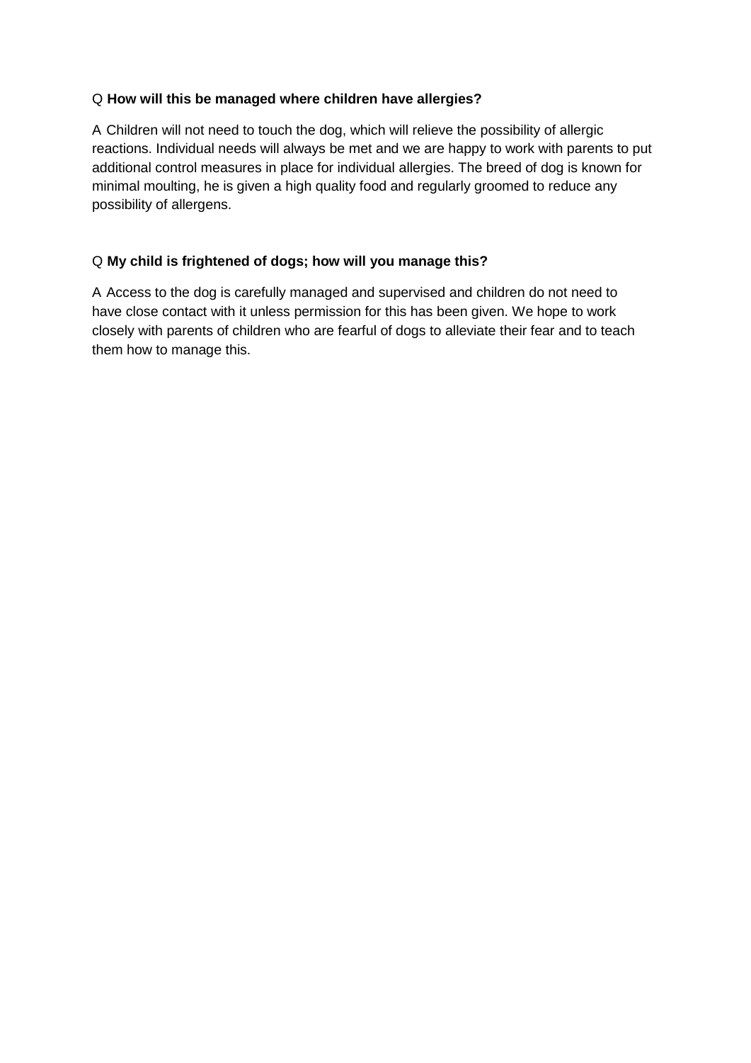Q **How will this be managed where children have allergies?**

A Children will not need to touch the dog, which will relieve the possibility of allergic reactions. Individual needs will always be met and we are happy to work with parents to put additional control measures in place for individual allergies. The breed of dog is known for minimal moulting, he is given a high quality food and regularly groomed to reduce any possibility of allergens.

Q **My child is frightened of dogs; how will you manage this?**

A Access to the dog is carefully managed and supervised and children do not need to have close contact with it unless permission for this has been given. We hope to work closely with parents of children who are fearful of dogs to alleviate their fear and to teach them how to manage this.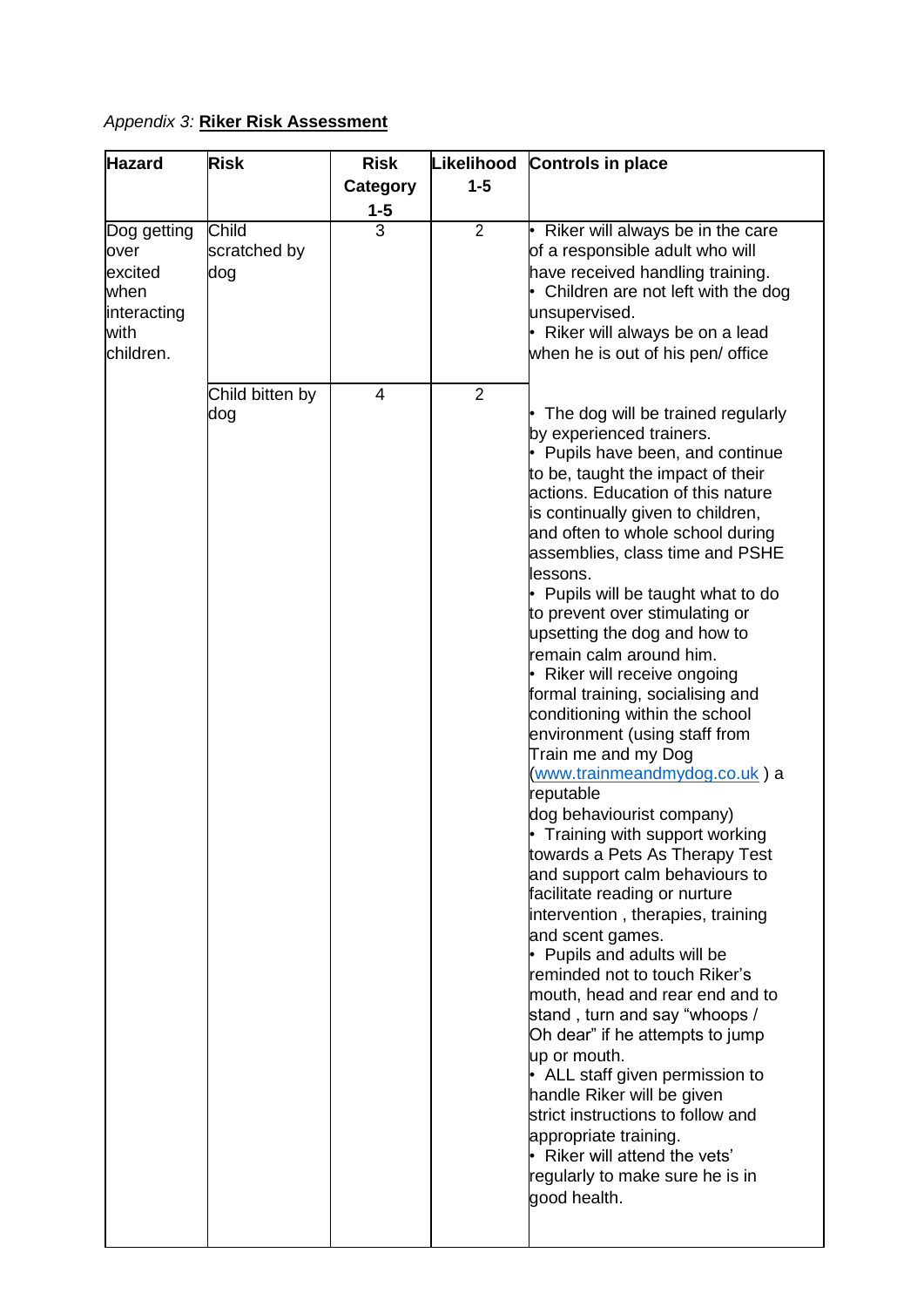*Appendix 3:* **Riker Risk Assessment**

| Hazard | Risk | Risk Category 1-5 | Likelihood 1-5 | Controls in place |
|---|---|---|---|---|
| Dog getting over excited when interacting with children. | Child scratched by dog | 3 | 2 | • Riker will always be in the care of a responsible adult who will have received handling training.<br>• Children are not left with the dog unsupervised.<br>• Riker will always be on a lead when he is out of his pen/ office |
| | Child bitten by dog | 4 | 2 | • The dog will be trained regularly by experienced trainers.<br>• Pupils have been, and continue to be, taught the impact of their actions. Education of this nature is continually given to children, and often to whole school during assemblies, class time and PSHE lessons.<br>• Pupils will be taught what to do to prevent over stimulating or upsetting the dog and how to remain calm around him.<br>• Riker will receive ongoing formal training, socialising and conditioning within the school environment (using staff from Train me and my Dog (www.trainmeandmydog.co.uk ) a reputable dog behaviourist company)<br>• Training with support working towards a Pets As Therapy Test and support calm behaviours to facilitate reading or nurture intervention , therapies, training and scent games.<br>• Pupils and adults will be reminded not to touch Riker's mouth, head and rear end and to stand , turn and say "whoops / Oh dear" if he attempts to jump up or mouth.<br>• ALL staff given permission to handle Riker will be given strict instructions to follow and appropriate training.<br>• Riker will attend the vets' regularly to make sure he is in good health. |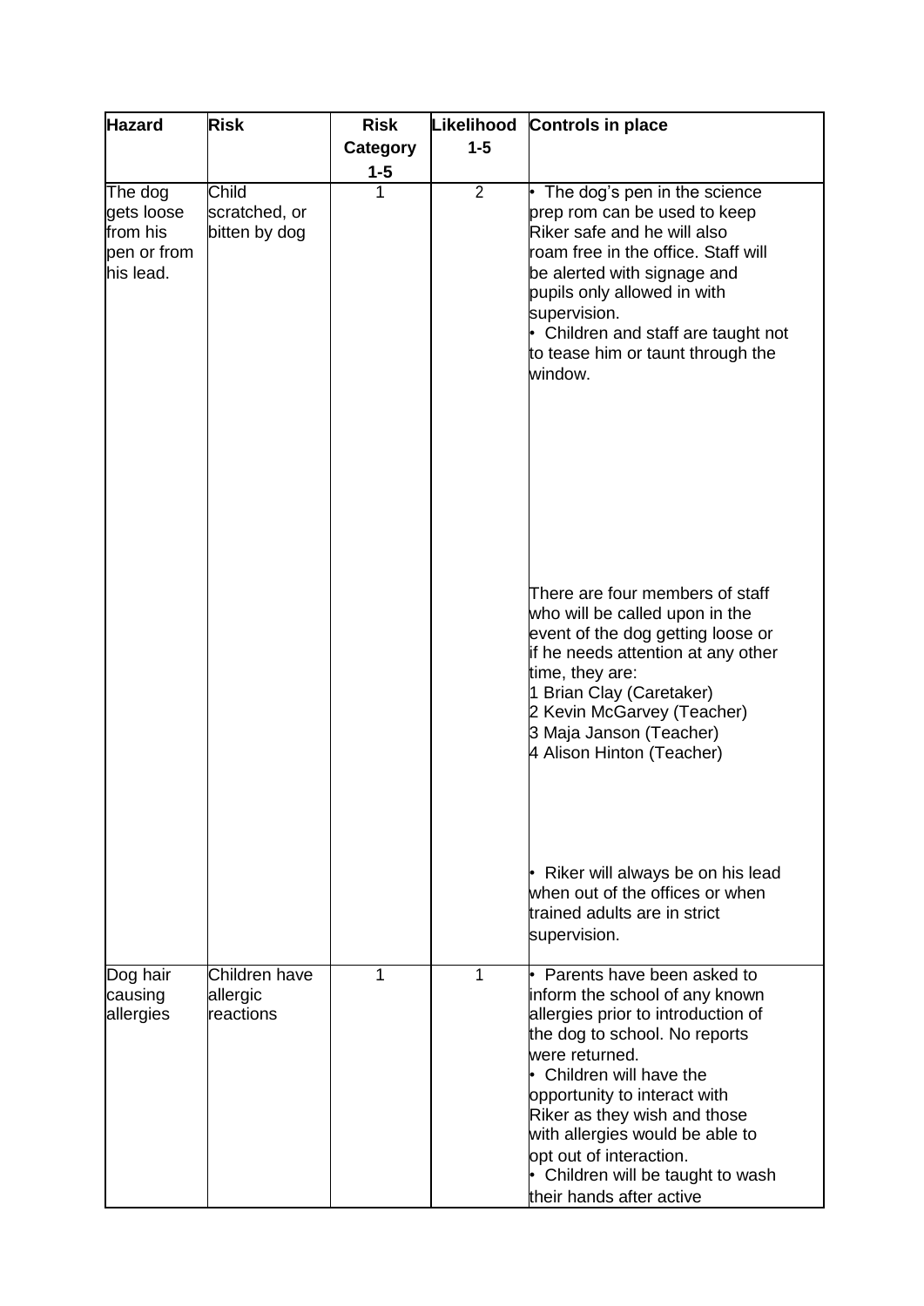| Hazard | Risk | Risk Category 1-5 | Likelihood 1-5 | Controls in place |
| --- | --- | --- | --- | --- |
| The dog gets loose from his pen or from his lead. | Child scratched, or bitten by dog | 1 | 2 | • The dog's pen in the science prep rom can be used to keep Riker safe and he will also roam free in the office. Staff will be alerted with signage and pupils only allowed in with supervision.<br>• Children and staff are taught not to tease him or taunt through the window.<br><br>There are four members of staff who will be called upon in the event of the dog getting loose or if he needs attention at any other time, they are:<br>1 Brian Clay (Caretaker)<br>2 Kevin McGarvey (Teacher)<br>3 Maja Janson (Teacher)<br>4 Alison Hinton (Teacher)<br><br>• Riker will always be on his lead when out of the offices or when trained adults are in strict supervision. |
| Dog hair causing allergies | Children have allergic reactions | 1 | 1 | • Parents have been asked to inform the school of any known allergies prior to introduction of the dog to school. No reports were returned.<br>• Children will have the opportunity to interact with Riker as they wish and those with allergies would be able to opt out of interaction.<br>• Children will be taught to wash their hands after active |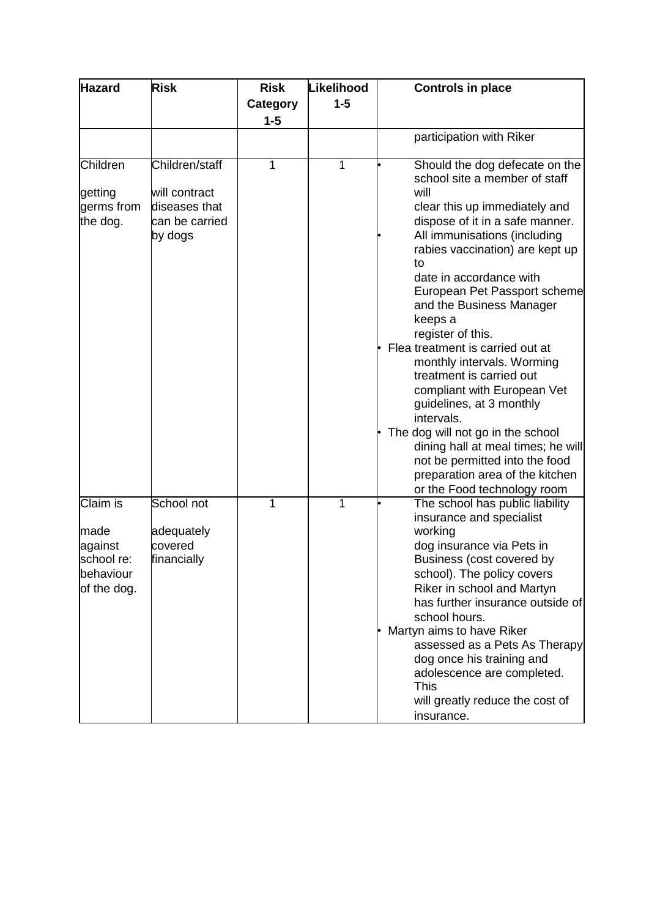| Hazard | Risk | Risk Category 1-5 | Likelihood 1-5 | Controls in place |
|---|---|---|---|---|
| | | | | participation with Riker |
| Children getting germs from the dog. | Children/staff will contract diseases that can be carried by dogs | 1 | 1 | • Should the dog defecate on the school site a member of staff will clear this up immediately and dispose of it in a safe manner.<br>• All immunisations (including rabies vaccination) are kept up to date in accordance with European Pet Passport scheme and the Business Manager keeps a register of this.<br>• Flea treatment is carried out at monthly intervals. Worming treatment is carried out compliant with European Vet guidelines, at 3 monthly intervals.<br>• The dog will not go in the school dining hall at meal times; he will not be permitted into the food preparation area of the kitchen or the Food technology room |
| Claim is made against school re: behaviour of the dog. | School not adequately covered financially | 1 | 1 | • The school has public liability insurance and specialist working dog insurance via Pets in Business (cost covered by school). The policy covers Riker in school and Martyn has further insurance outside of school hours.<br>• Martyn aims to have Riker assessed as a Pets As Therapy dog once his training and adolescence are completed. This will greatly reduce the cost of insurance. |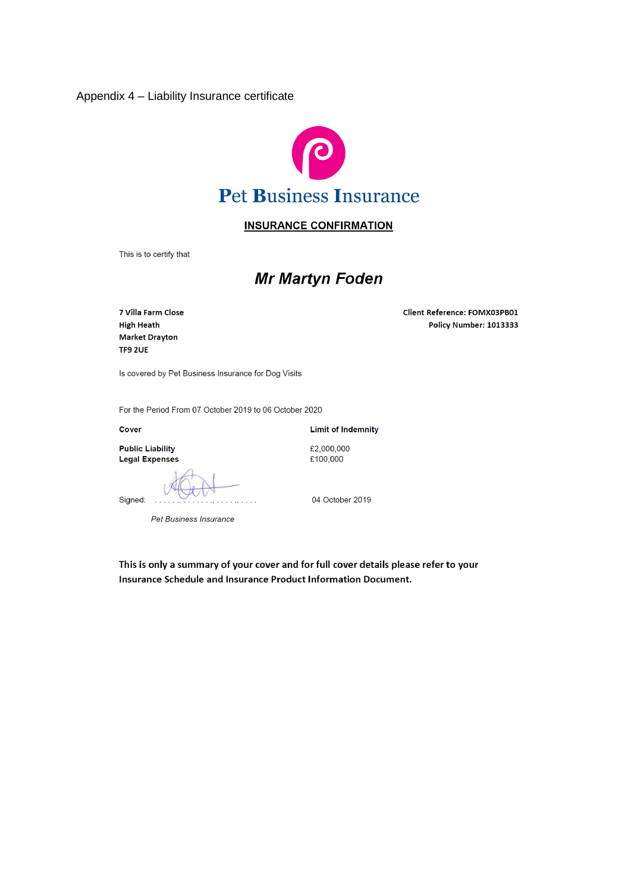Appendix 4 – Liability Insurance certificate

Pet Business Insurance

**INSURANCE CONFIRMATION**

This is to certify that

***Mr Martyn Foden***

**7 Villa Farm Close**
**High Heath**
**Market Drayton**
**TF9 2UE**

**Client Reference: FOMX03PB01**
**Policy Number: 1013333**

Is covered by Pet Business Insurance for Dog Visits

For the Period From 07 October 2019 to 06 October 2020

| **Cover** | **Limit of Indemnity** |
|---|---|
| **Public Liability** | £2,000,000 |
| **Legal Expenses** | £100,000 |

Signed: .................................... 04 October 2019

*Pet Business Insurance*

**This is only a summary of your cover and for full cover details please refer to your Insurance Schedule and Insurance Product Information Document.**